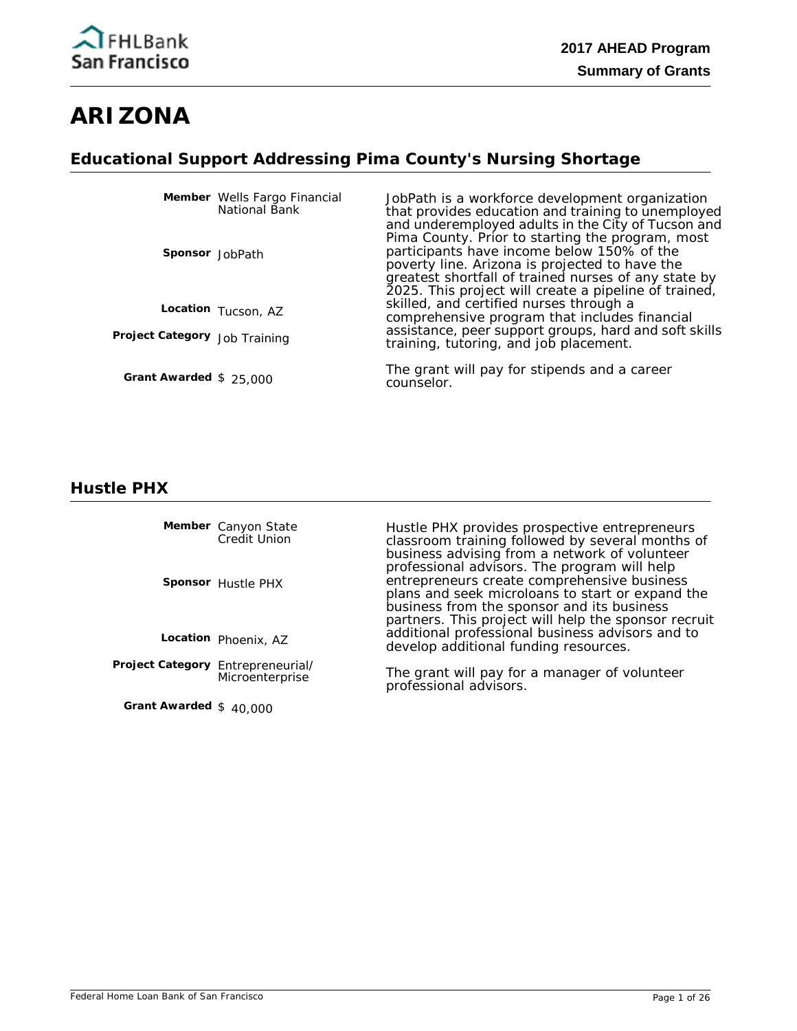# ARIZONA

## Educational Support Addressing Pima County's Nursing Shortage

**Member** Wells Fargo Financial National Bank

**Sponsor** JobPath

**Location** Tucson, AZ

**Project Category** Job Training

**Grant Awarded** $ 25,000

JobPath is a workforce development organization that provides education and training to unemployed and underemployed adults in the City of Tucson and Pima County. Prior to starting the program, most participants have income below 150% of the poverty line. Arizona is projected to have the greatest shortfall of trained nurses of any state by 2025. This project will create a pipeline of trained, skilled, and certified nurses through a comprehensive program that includes financial assistance, peer support groups, hard and soft skills training, tutoring, and job placement.

The grant will pay for stipends and a career counselor.

## Hustle PHX

**Member** Canyon State Credit Union

**Sponsor** Hustle PHX

**Location** Phoenix, AZ

**Project Category** Entrepreneurial/ Microenterprise

**Grant Awarded** $ 40,000

Hustle PHX provides prospective entrepreneurs classroom training followed by several months of business advising from a network of volunteer professional advisors. The program will help entrepreneurs create comprehensive business plans and seek microloans to start or expand the business from the sponsor and its business partners. This project will help the sponsor recruit additional professional business advisors and to develop additional funding resources.

The grant will pay for a manager of volunteer professional advisors.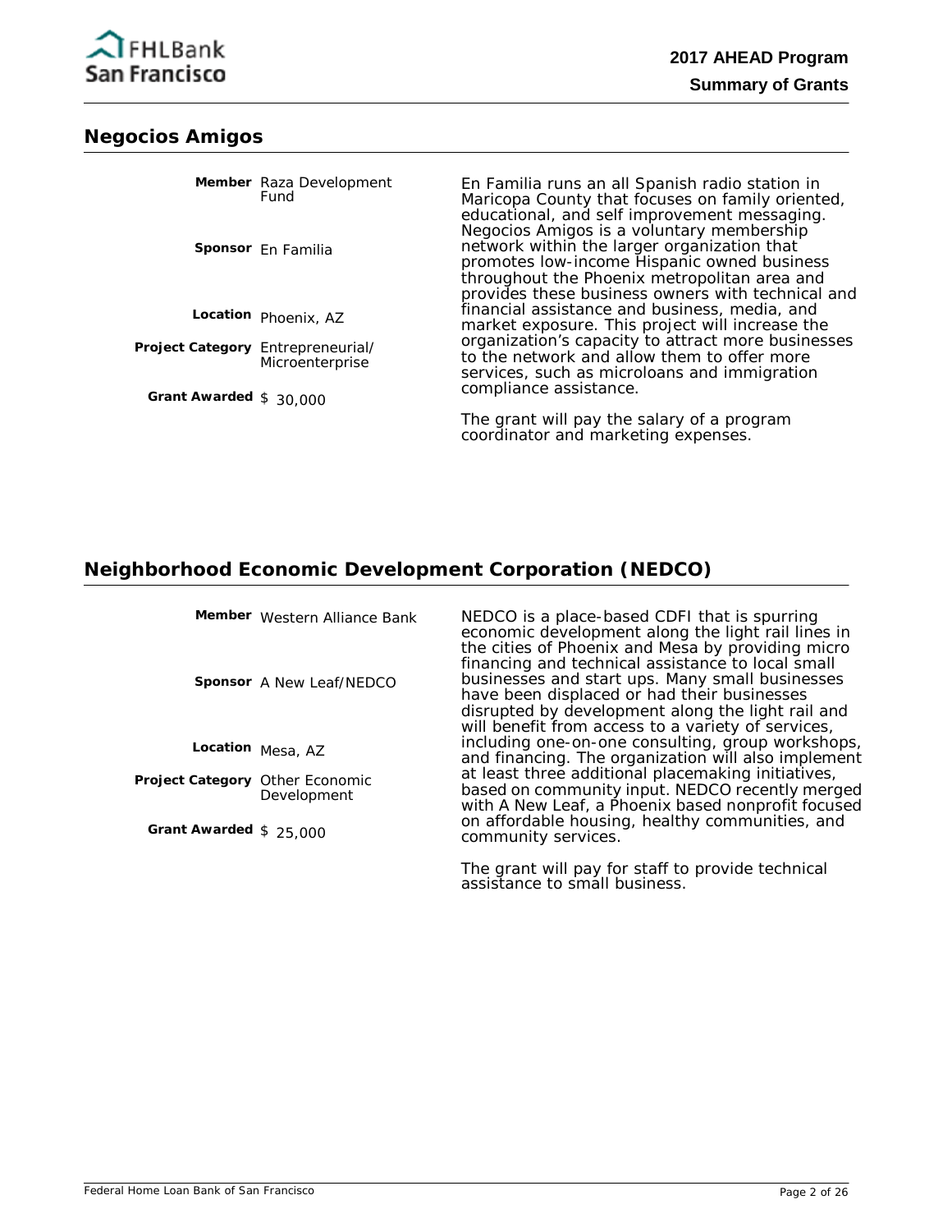## Negocios Amigos

**Member** Raza Development Fund

**Sponsor** En Familia

**Location** Phoenix, AZ

**Project Category** Entrepreneurial/ Microenterprise

**Grant Awarded** $ 30,000

En Familia runs an all Spanish radio station in Maricopa County that focuses on family oriented, educational, and self improvement messaging. Negocios Amigos is a voluntary membership network within the larger organization that promotes low-income Hispanic owned business throughout the Phoenix metropolitan area and provides these business owners with technical and financial assistance and business, media, and market exposure. This project will increase the organization's capacity to attract more businesses to the network and allow them to offer more services, such as microloans and immigration compliance assistance.

The grant will pay the salary of a program coordinator and marketing expenses.

## Neighborhood Economic Development Corporation (NEDCO)

**Member** Western Alliance Bank

**Sponsor** A New Leaf/NEDCO

**Location** Mesa, AZ

**Project Category** Other Economic Development

**Grant Awarded** $ 25,000

NEDCO is a place-based CDFI that is spurring economic development along the light rail lines in the cities of Phoenix and Mesa by providing micro financing and technical assistance to local small businesses and start ups. Many small businesses have been displaced or had their businesses disrupted by development along the light rail and will benefit from access to a variety of services, including one-on-one consulting, group workshops, and financing. The organization will also implement at least three additional placemaking initiatives, based on community input. NEDCO recently merged with A New Leaf, a Phoenix based nonprofit focused on affordable housing, healthy communities, and community services.

The grant will pay for staff to provide technical assistance to small business.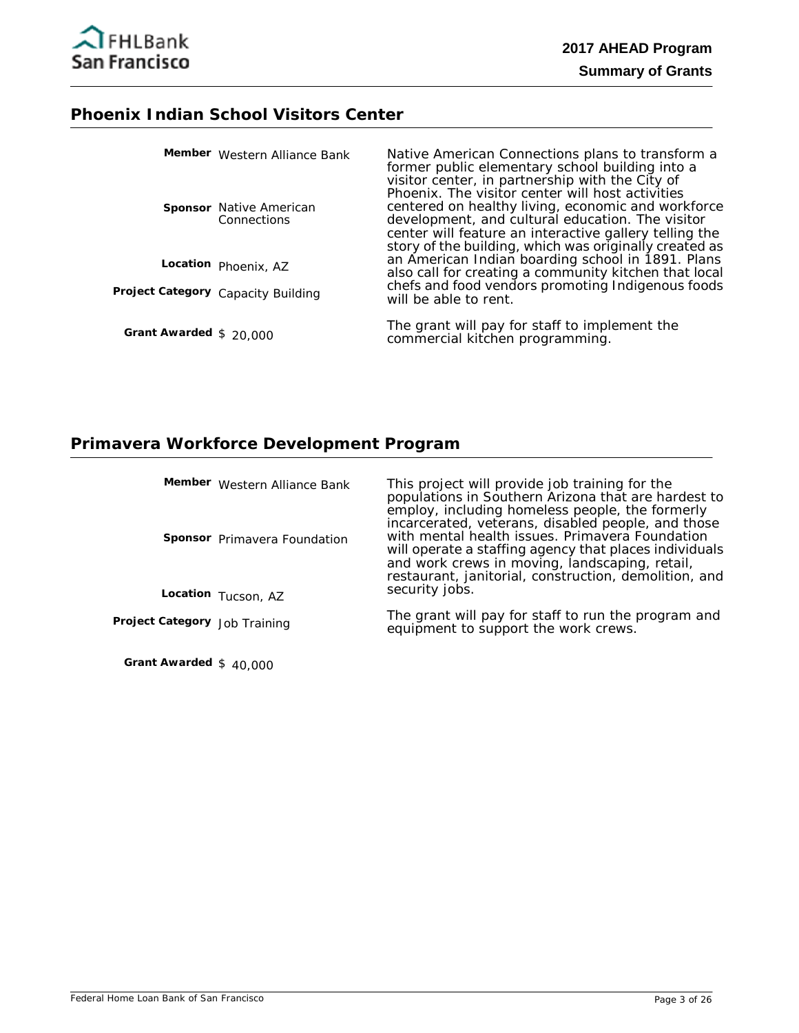## Phoenix Indian School Visitors Center

**Member** Western Alliance Bank

**Sponsor** Native American Connections

**Location** Phoenix, AZ

**Project Category** Capacity Building

**Grant Awarded** $ 20,000

Native American Connections plans to transform a former public elementary school building into a visitor center, in partnership with the City of Phoenix. The visitor center will host activities centered on healthy living, economic and workforce development, and cultural education. The visitor center will feature an interactive gallery telling the story of the building, which was originally created as an American Indian boarding school in 1891. Plans also call for creating a community kitchen that local chefs and food vendors promoting Indigenous foods will be able to rent.

The grant will pay for staff to implement the commercial kitchen programming.

## Primavera Workforce Development Program

**Member** Western Alliance Bank

**Sponsor** Primavera Foundation

**Location** Tucson, AZ

**Project Category** Job Training

**Grant Awarded** $ 40,000

This project will provide job training for the populations in Southern Arizona that are hardest to employ, including homeless people, the formerly incarcerated, veterans, disabled people, and those with mental health issues. Primavera Foundation will operate a staffing agency that places individuals and work crews in moving, landscaping, retail, restaurant, janitorial, construction, demolition, and security jobs.

The grant will pay for staff to run the program and equipment to support the work crews.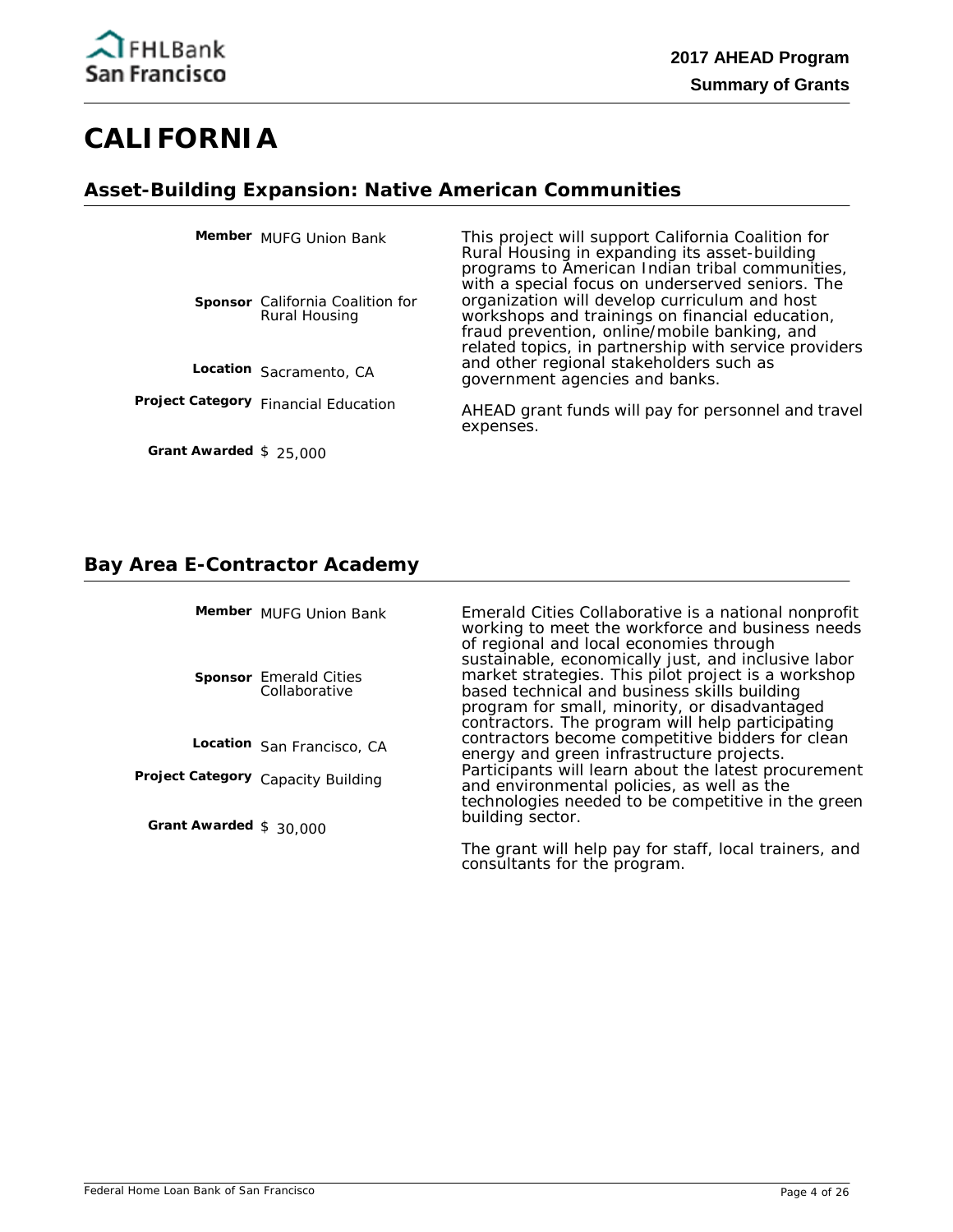# CALIFORNIA

## Asset-Building Expansion: Native American Communities

**Member** MUFG Union Bank

**Sponsor** California Coalition for Rural Housing

**Location** Sacramento, CA

**Project Category** Financial Education

**Grant Awarded** $ 25,000

This project will support California Coalition for Rural Housing in expanding its asset-building programs to American Indian tribal communities, with a special focus on underserved seniors. The organization will develop curriculum and host workshops and trainings on financial education, fraud prevention, online/mobile banking, and related topics, in partnership with service providers and other regional stakeholders such as government agencies and banks.

AHEAD grant funds will pay for personnel and travel expenses.

## Bay Area E-Contractor Academy

**Member** MUFG Union Bank

**Sponsor** Emerald Cities Collaborative

**Location** San Francisco, CA

**Project Category** Capacity Building

**Grant Awarded** $ 30,000

Emerald Cities Collaborative is a national nonprofit working to meet the workforce and business needs of regional and local economies through sustainable, economically just, and inclusive labor market strategies. This pilot project is a workshop based technical and business skills building program for small, minority, or disadvantaged contractors. The program will help participating contractors become competitive bidders for clean energy and green infrastructure projects. Participants will learn about the latest procurement and environmental policies, as well as the technologies needed to be competitive in the green building sector.

The grant will help pay for staff, local trainers, and consultants for the program.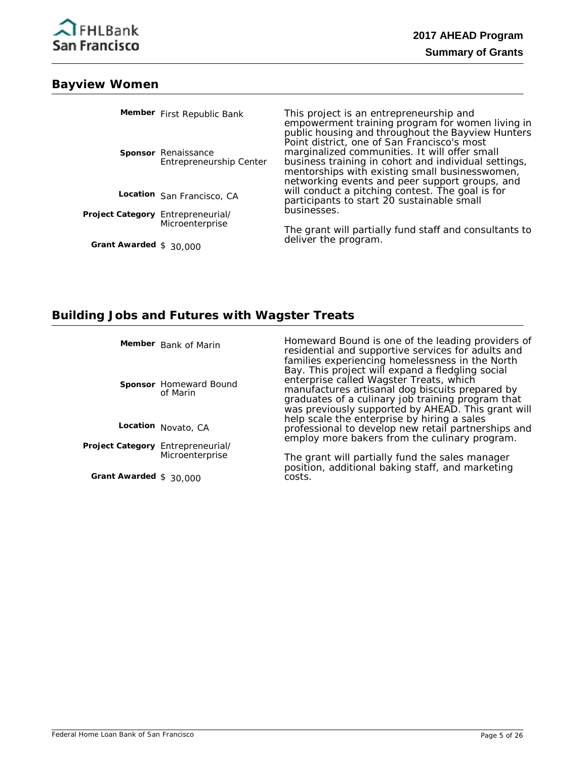## Bayview Women

**Member** First Republic Bank

**Sponsor** Renaissance Entrepreneurship Center

**Location** San Francisco, CA

**Project Category** Entrepreneurial/ Microenterprise

**Grant Awarded** $ 30,000

This project is an entrepreneurship and empowerment training program for women living in public housing and throughout the Bayview Hunters Point district, one of San Francisco's most marginalized communities. It will offer small business training in cohort and individual settings, mentorships with existing small businesswomen, networking events and peer support groups, and will conduct a pitching contest. The goal is for participants to start 20 sustainable small businesses.

The grant will partially fund staff and consultants to deliver the program.

## Building Jobs and Futures with Wagster Treats

**Member** Bank of Marin

**Sponsor** Homeward Bound of Marin

**Location** Novato, CA

**Project Category** Entrepreneurial/ Microenterprise

**Grant Awarded** $ 30,000

Homeward Bound is one of the leading providers of residential and supportive services for adults and families experiencing homelessness in the North Bay. This project will expand a fledgling social enterprise called Wagster Treats, which manufactures artisanal dog biscuits prepared by graduates of a culinary job training program that was previously supported by AHEAD. This grant will help scale the enterprise by hiring a sales professional to develop new retail partnerships and employ more bakers from the culinary program.

The grant will partially fund the sales manager position, additional baking staff, and marketing costs.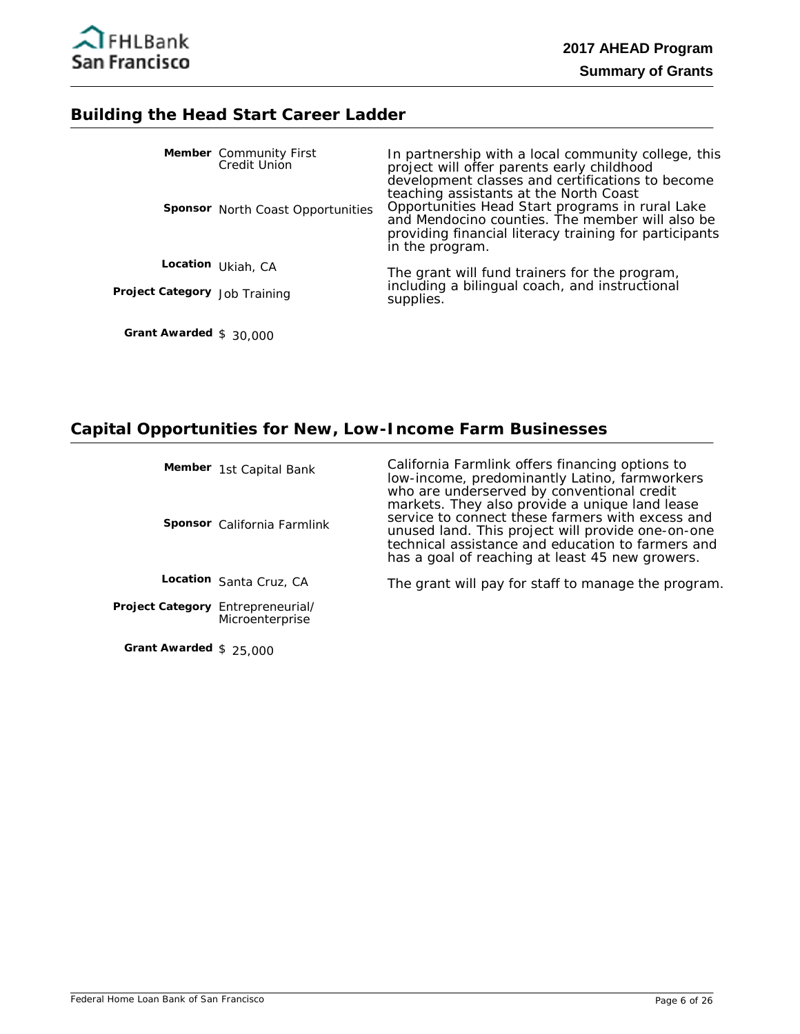## Building the Head Start Career Ladder

**Member** Community First Credit Union

**Sponsor** North Coast Opportunities

**Location** Ukiah, CA

**Project Category** Job Training

**Grant Awarded** $ 30,000

In partnership with a local community college, this project will offer parents early childhood development classes and certifications to become teaching assistants at the North Coast Opportunities Head Start programs in rural Lake and Mendocino counties. The member will also be providing financial literacy training for participants in the program.

The grant will fund trainers for the program, including a bilingual coach, and instructional supplies.

## Capital Opportunities for New, Low-Income Farm Businesses

**Member** 1st Capital Bank

**Sponsor** California Farmlink

**Location** Santa Cruz, CA

**Project Category** Entrepreneurial/ Microenterprise

**Grant Awarded** $ 25,000

California Farmlink offers financing options to low-income, predominantly Latino, farmworkers who are underserved by conventional credit markets. They also provide a unique land lease service to connect these farmers with excess and unused land. This project will provide one-on-one technical assistance and education to farmers and has a goal of reaching at least 45 new growers.

The grant will pay for staff to manage the program.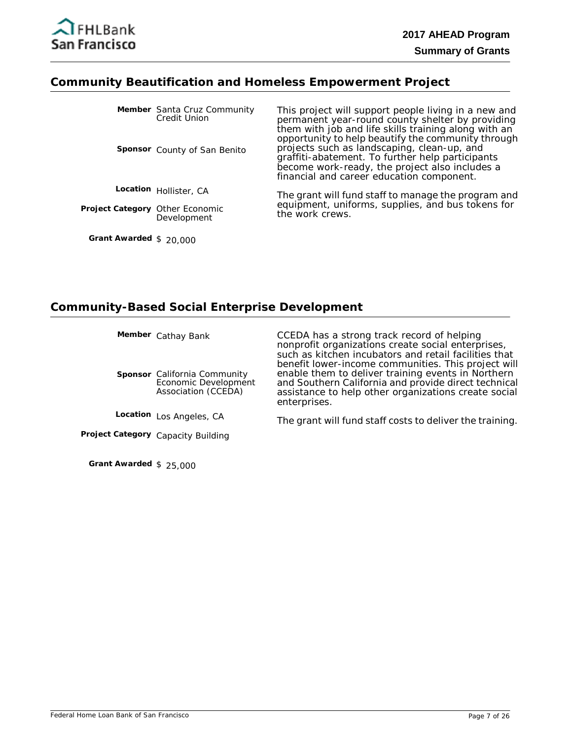## Community Beautification and Homeless Empowerment Project

**Member** Santa Cruz Community Credit Union

**Sponsor** County of San Benito

**Location** Hollister, CA

**Project Category** Other Economic Development

**Grant Awarded** $ 20,000

This project will support people living in a new and permanent year-round county shelter by providing them with job and life skills training along with an opportunity to help beautify the community through projects such as landscaping, clean-up, and graffiti-abatement. To further help participants become work-ready, the project also includes a financial and career education component.

The grant will fund staff to manage the program and equipment, uniforms, supplies, and bus tokens for the work crews.

## Community-Based Social Enterprise Development

**Member** Cathay Bank

**Sponsor** California Community Economic Development Association (CCEDA)

**Location** Los Angeles, CA

**Project Category** Capacity Building

**Grant Awarded** $ 25,000

CCEDA has a strong track record of helping nonprofit organizations create social enterprises, such as kitchen incubators and retail facilities that benefit lower-income communities. This project will enable them to deliver training events in Northern and Southern California and provide direct technical assistance to help other organizations create social enterprises.

The grant will fund staff costs to deliver the training.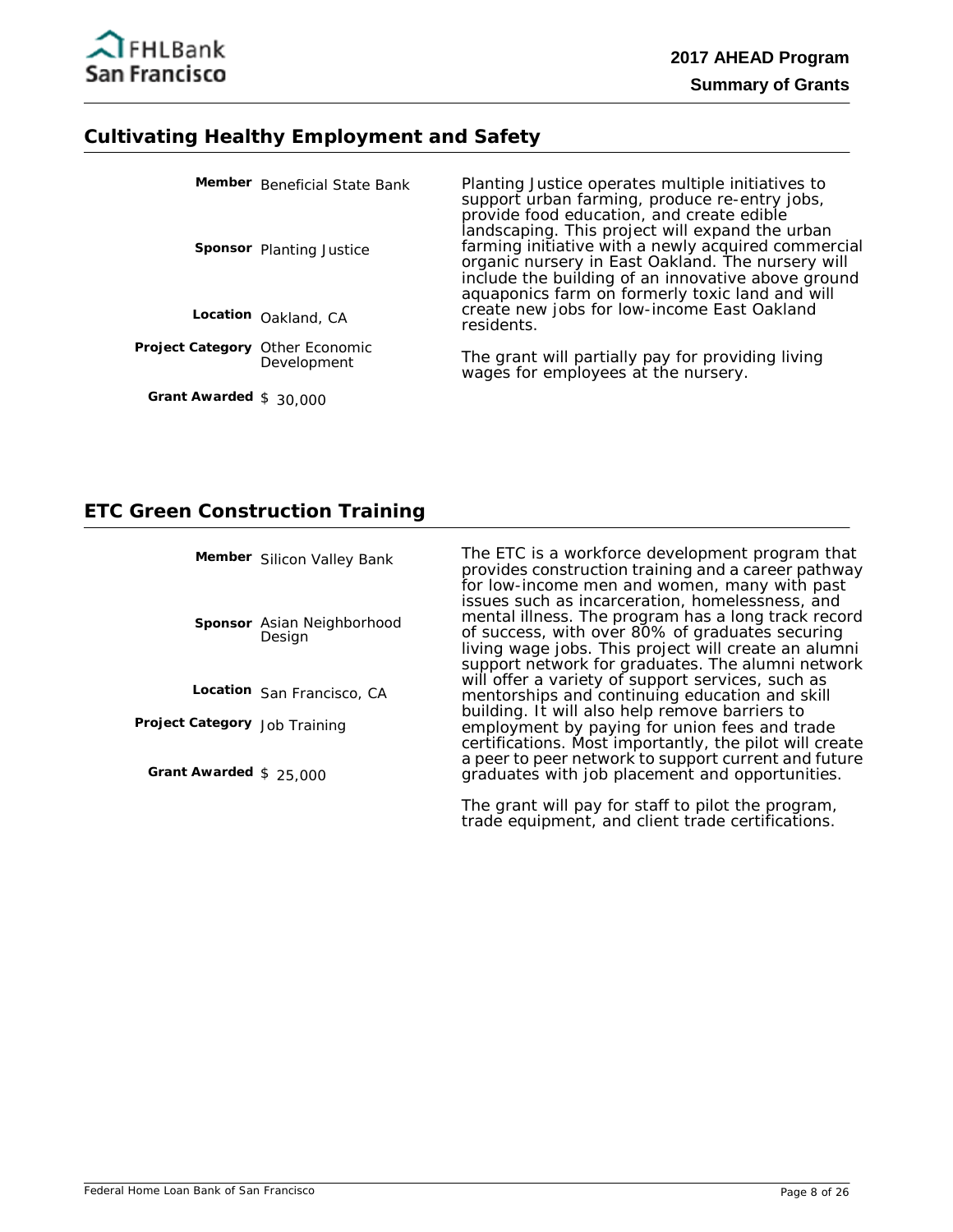## Cultivating Healthy Employment and Safety

**Member** Beneficial State Bank

**Sponsor** Planting Justice

**Location** Oakland, CA

**Project Category** Other Economic Development

**Grant Awarded** $ 30,000

Planting Justice operates multiple initiatives to support urban farming, produce re-entry jobs, provide food education, and create edible landscaping. This project will expand the urban farming initiative with a newly acquired commercial organic nursery in East Oakland. The nursery will include the building of an innovative above ground aquaponics farm on formerly toxic land and will create new jobs for low-income East Oakland residents.

The grant will partially pay for providing living wages for employees at the nursery.

## ETC Green Construction Training

**Member** Silicon Valley Bank

**Sponsor** Asian Neighborhood Design

**Location** San Francisco, CA

**Project Category** Job Training

**Grant Awarded** $ 25,000

The ETC is a workforce development program that provides construction training and a career pathway for low-income men and women, many with past issues such as incarceration, homelessness, and mental illness. The program has a long track record of success, with over 80% of graduates securing living wage jobs. This project will create an alumni support network for graduates. The alumni network will offer a variety of support services, such as mentorships and continuing education and skill building. It will also help remove barriers to employment by paying for union fees and trade certifications. Most importantly, the pilot will create a peer to peer network to support current and future graduates with job placement and opportunities.

The grant will pay for staff to pilot the program, trade equipment, and client trade certifications.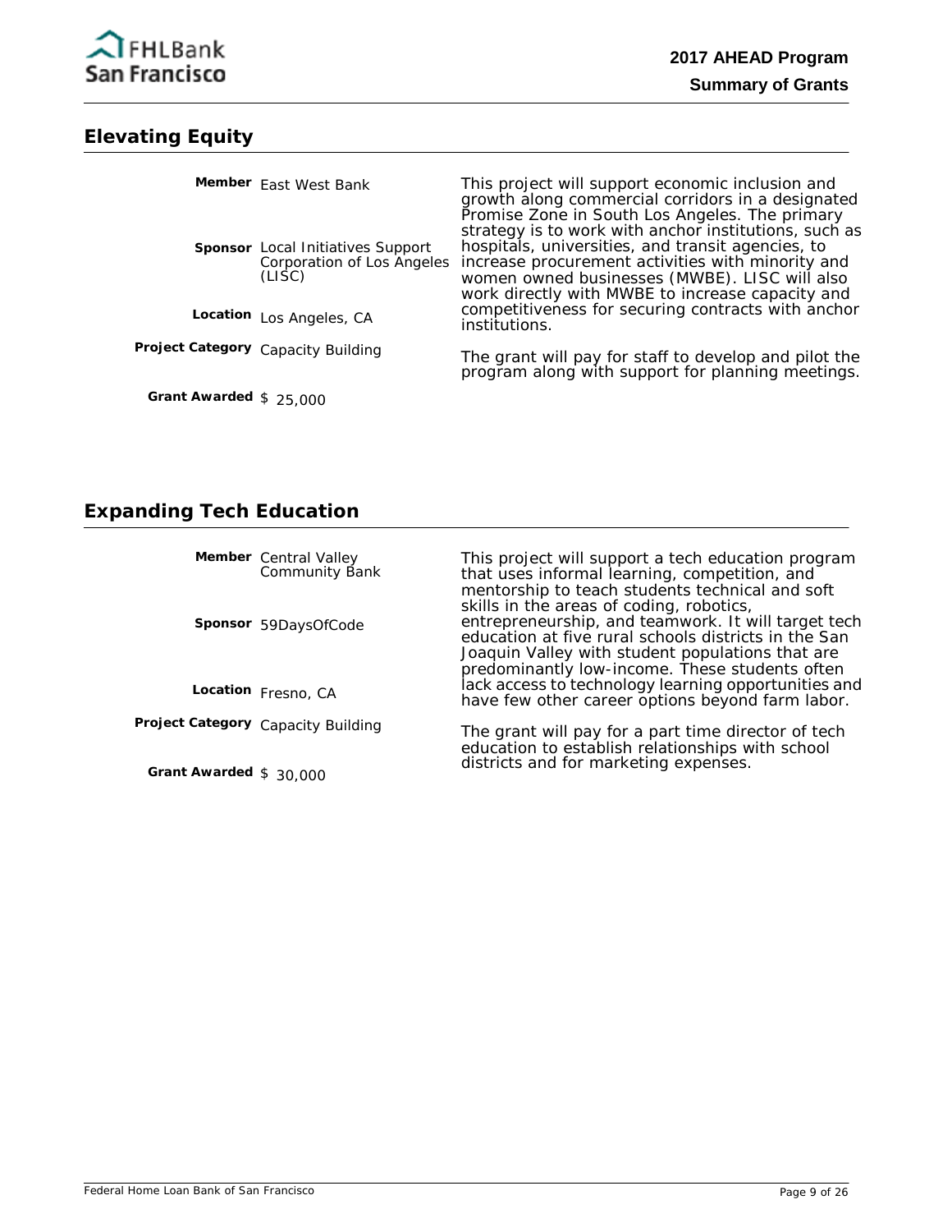## Elevating Equity

**Member** East West Bank

**Sponsor** Local Initiatives Support Corporation of Los Angeles (LISC)

**Location** Los Angeles, CA

**Project Category** Capacity Building

**Grant Awarded** $ 25,000

This project will support economic inclusion and growth along commercial corridors in a designated Promise Zone in South Los Angeles. The primary strategy is to work with anchor institutions, such as hospitals, universities, and transit agencies, to increase procurement activities with minority and women owned businesses (MWBE). LISC will also work directly with MWBE to increase capacity and competitiveness for securing contracts with anchor institutions.

The grant will pay for staff to develop and pilot the program along with support for planning meetings.

## Expanding Tech Education

**Member** Central Valley Community Bank

**Sponsor** 59DaysOfCode

**Location** Fresno, CA

**Project Category** Capacity Building

**Grant Awarded** $ 30,000

This project will support a tech education program that uses informal learning, competition, and mentorship to teach students technical and soft skills in the areas of coding, robotics, entrepreneurship, and teamwork. It will target tech education at five rural schools districts in the San Joaquin Valley with student populations that are predominantly low-income. These students often lack access to technology learning opportunities and have few other career options beyond farm labor.

The grant will pay for a part time director of tech education to establish relationships with school districts and for marketing expenses.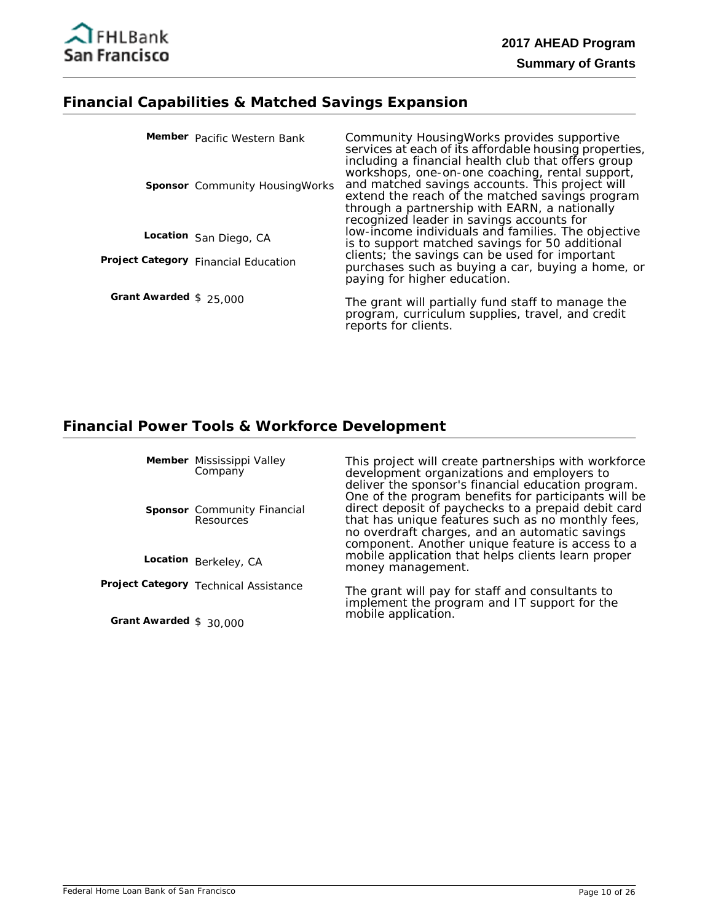## Financial Capabilities & Matched Savings Expansion

**Member** Pacific Western Bank

**Sponsor** Community HousingWorks

**Location** San Diego, CA

**Project Category** Financial Education

**Grant Awarded** $ 25,000

Community HousingWorks provides supportive services at each of its affordable housing properties, including a financial health club that offers group workshops, one-on-one coaching, rental support, and matched savings accounts. This project will extend the reach of the matched savings program through a partnership with EARN, a nationally recognized leader in savings accounts for low-income individuals and families. The objective is to support matched savings for 50 additional clients; the savings can be used for important purchases such as buying a car, buying a home, or paying for higher education.

The grant will partially fund staff to manage the program, curriculum supplies, travel, and credit reports for clients.

## Financial Power Tools & Workforce Development

**Member** Mississippi Valley Company

**Sponsor** Community Financial Resources

**Location** Berkeley, CA

**Project Category** Technical Assistance

**Grant Awarded** $ 30,000

This project will create partnerships with workforce development organizations and employers to deliver the sponsor's financial education program. One of the program benefits for participants will be direct deposit of paychecks to a prepaid debit card that has unique features such as no monthly fees, no overdraft charges, and an automatic savings component. Another unique feature is access to a mobile application that helps clients learn proper money management.

The grant will pay for staff and consultants to implement the program and IT support for the mobile application.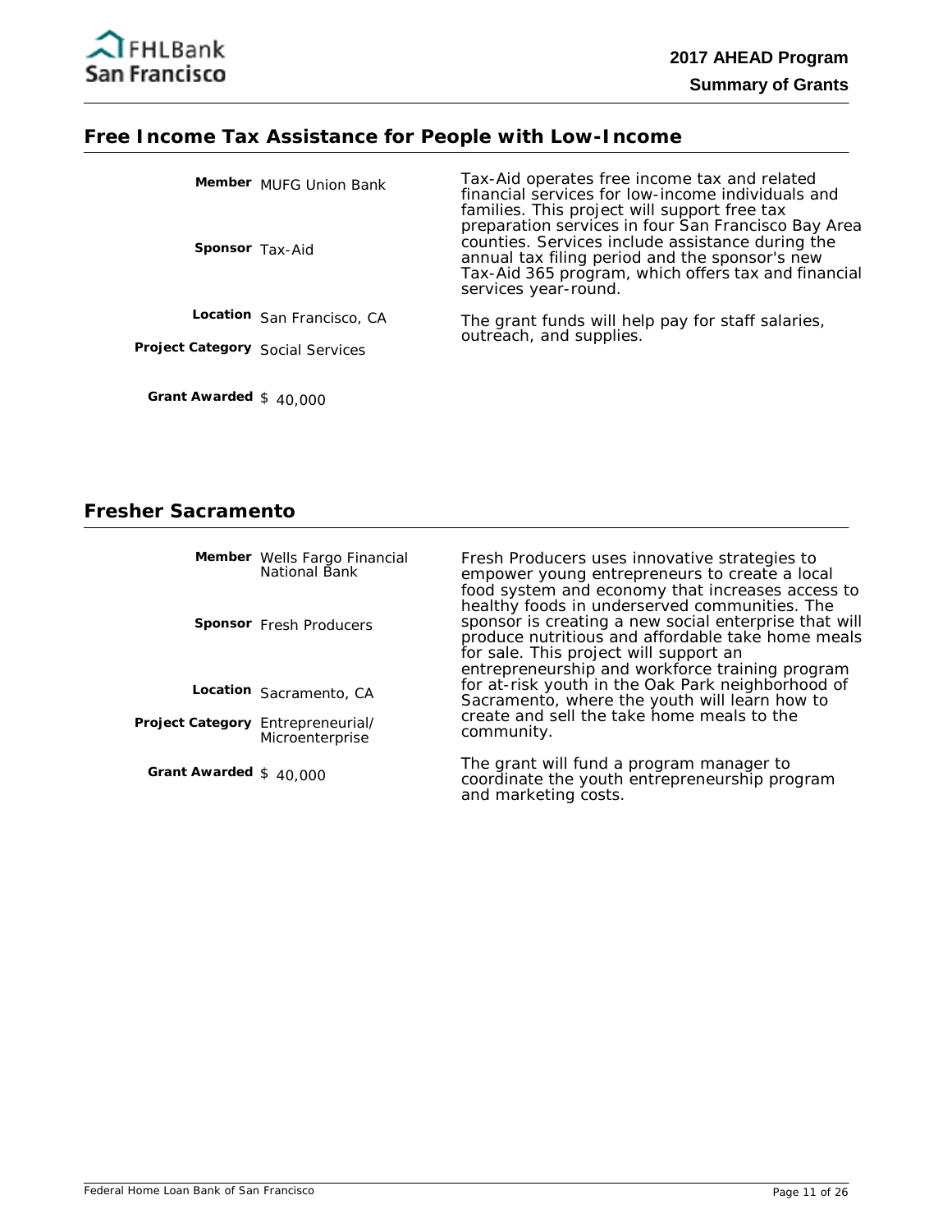## Free Income Tax Assistance for People with Low-Income

**Member** MUFG Union Bank

**Sponsor** Tax-Aid

**Location** San Francisco, CA

**Project Category** Social Services

**Grant Awarded** $ 40,000

Tax-Aid operates free income tax and related financial services for low-income individuals and families. This project will support free tax preparation services in four San Francisco Bay Area counties. Services include assistance during the annual tax filing period and the sponsor's new Tax-Aid 365 program, which offers tax and financial services year-round.

The grant funds will help pay for staff salaries, outreach, and supplies.

## Fresher Sacramento

**Member** Wells Fargo Financial National Bank

**Sponsor** Fresh Producers

**Location** Sacramento, CA

**Project Category** Entrepreneurial/ Microenterprise

**Grant Awarded** $ 40,000

Fresh Producers uses innovative strategies to empower young entrepreneurs to create a local food system and economy that increases access to healthy foods in underserved communities. The sponsor is creating a new social enterprise that will produce nutritious and affordable take home meals for sale. This project will support an entrepreneurship and workforce training program for at-risk youth in the Oak Park neighborhood of Sacramento, where the youth will learn how to create and sell the take home meals to the community.

The grant will fund a program manager to coordinate the youth entrepreneurship program and marketing costs.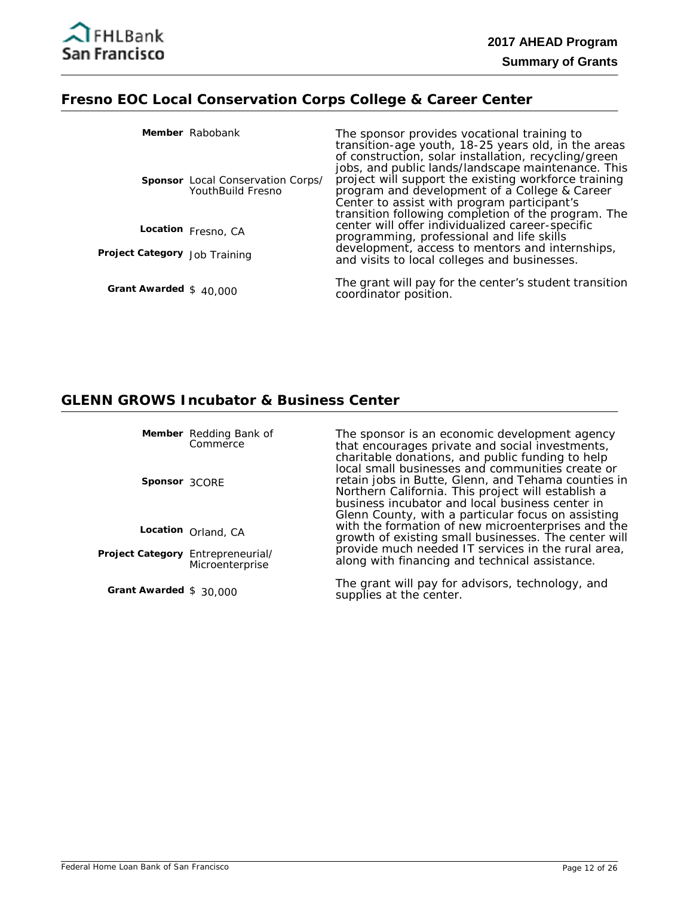## Fresno EOC Local Conservation Corps College & Career Center

**Member** Rabobank

**Sponsor** Local Conservation Corps/ YouthBuild Fresno

**Location** Fresno, CA

**Project Category** Job Training

**Grant Awarded** $ 40,000

The sponsor provides vocational training to transition-age youth, 18-25 years old, in the areas of construction, solar installation, recycling/green jobs, and public lands/landscape maintenance. This project will support the existing workforce training program and development of a College & Career Center to assist with program participant's transition following completion of the program. The center will offer individualized career-specific programming, professional and life skills development, access to mentors and internships, and visits to local colleges and businesses.

The grant will pay for the center's student transition coordinator position.

## GLENN GROWS Incubator & Business Center

**Member** Redding Bank of Commerce

**Sponsor** 3CORE

**Location** Orland, CA

**Project Category** Entrepreneurial/ Microenterprise

**Grant Awarded** $ 30,000

The sponsor is an economic development agency that encourages private and social investments, charitable donations, and public funding to help local small businesses and communities create or retain jobs in Butte, Glenn, and Tehama counties in Northern California. This project will establish a business incubator and local business center in Glenn County, with a particular focus on assisting with the formation of new microenterprises and the growth of existing small businesses. The center will provide much needed IT services in the rural area, along with financing and technical assistance.

The grant will pay for advisors, technology, and supplies at the center.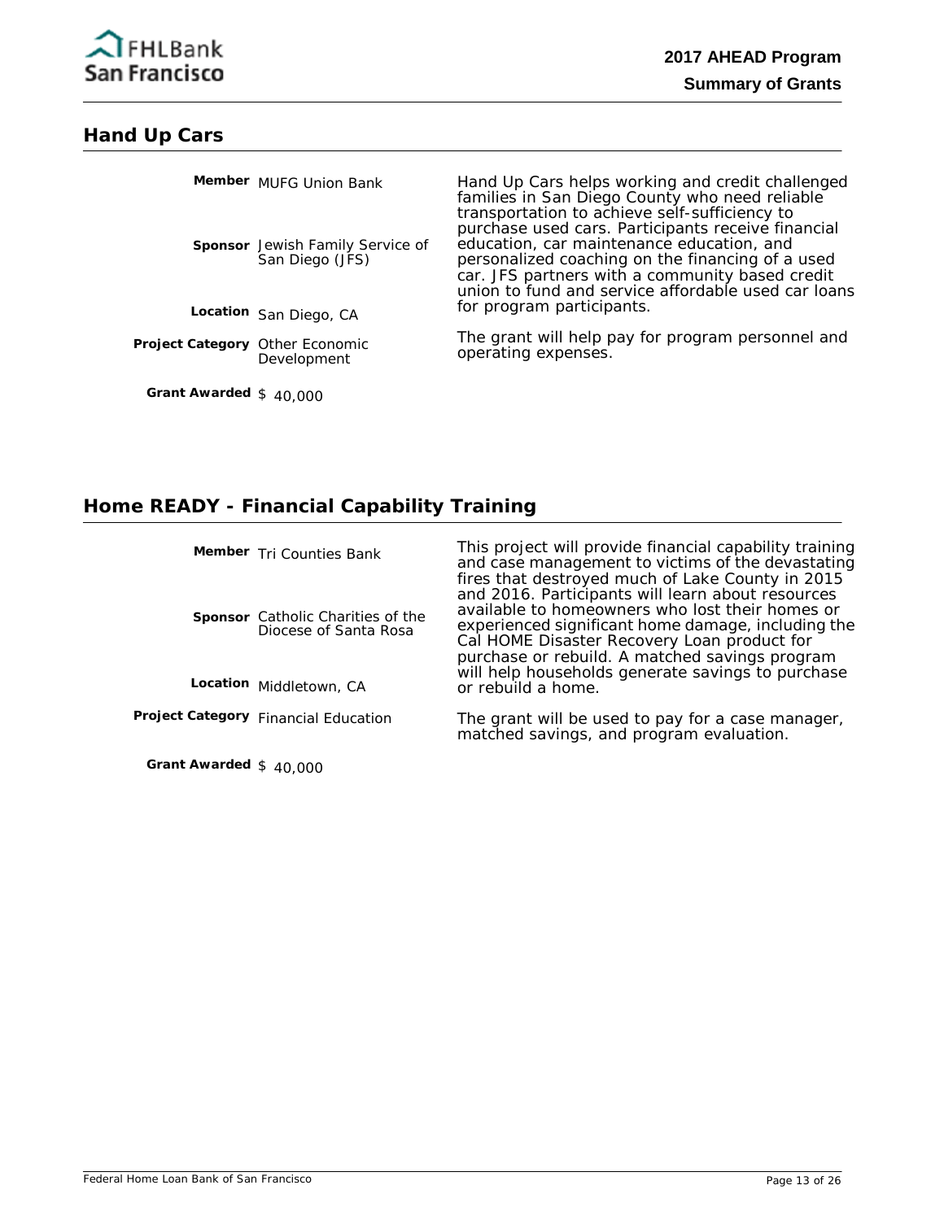## Hand Up Cars

**Member** MUFG Union Bank

**Sponsor** Jewish Family Service of San Diego (JFS)

**Location** San Diego, CA

**Project Category** Other Economic Development

**Grant Awarded** $ 40,000

Hand Up Cars helps working and credit challenged families in San Diego County who need reliable transportation to achieve self-sufficiency to purchase used cars. Participants receive financial education, car maintenance education, and personalized coaching on the financing of a used car. JFS partners with a community based credit union to fund and service affordable used car loans for program participants.

The grant will help pay for program personnel and operating expenses.

## Home READY - Financial Capability Training

**Member** Tri Counties Bank

**Sponsor** Catholic Charities of the Diocese of Santa Rosa

**Location** Middletown, CA

**Project Category** Financial Education

**Grant Awarded** $ 40,000

This project will provide financial capability training and case management to victims of the devastating fires that destroyed much of Lake County in 2015 and 2016. Participants will learn about resources available to homeowners who lost their homes or experienced significant home damage, including the Cal HOME Disaster Recovery Loan product for purchase or rebuild. A matched savings program will help households generate savings to purchase or rebuild a home.

The grant will be used to pay for a case manager, matched savings, and program evaluation.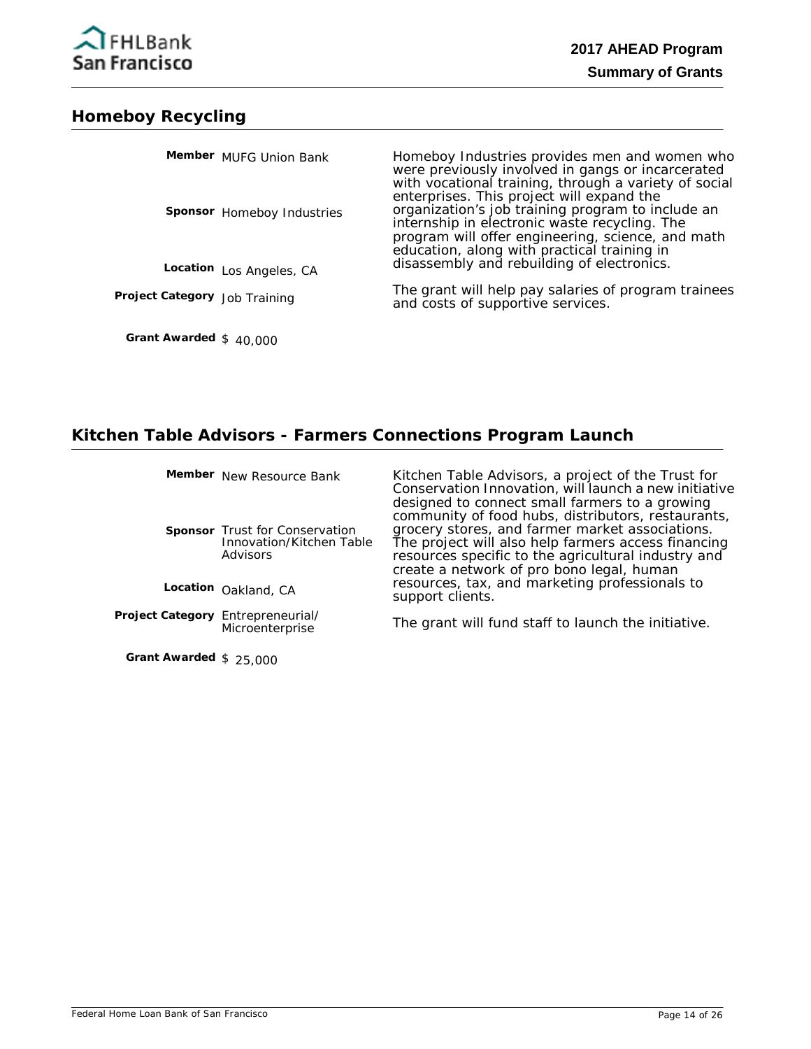## Homeboy Recycling

**Member** MUFG Union Bank

**Sponsor** Homeboy Industries

**Location** Los Angeles, CA

**Project Category** Job Training

**Grant Awarded** $ 40,000

Homeboy Industries provides men and women who were previously involved in gangs or incarcerated with vocational training, through a variety of social enterprises. This project will expand the organization's job training program to include an internship in electronic waste recycling. The program will offer engineering, science, and math education, along with practical training in disassembly and rebuilding of electronics.

The grant will help pay salaries of program trainees and costs of supportive services.

## Kitchen Table Advisors - Farmers Connections Program Launch

**Member** New Resource Bank

**Sponsor** Trust for Conservation Innovation/Kitchen Table Advisors

**Location** Oakland, CA

**Project Category** Entrepreneurial/ Microenterprise

**Grant Awarded** $ 25,000

Kitchen Table Advisors, a project of the Trust for Conservation Innovation, will launch a new initiative designed to connect small farmers to a growing community of food hubs, distributors, restaurants, grocery stores, and farmer market associations. The project will also help farmers access financing resources specific to the agricultural industry and create a network of pro bono legal, human resources, tax, and marketing professionals to support clients.

The grant will fund staff to launch the initiative.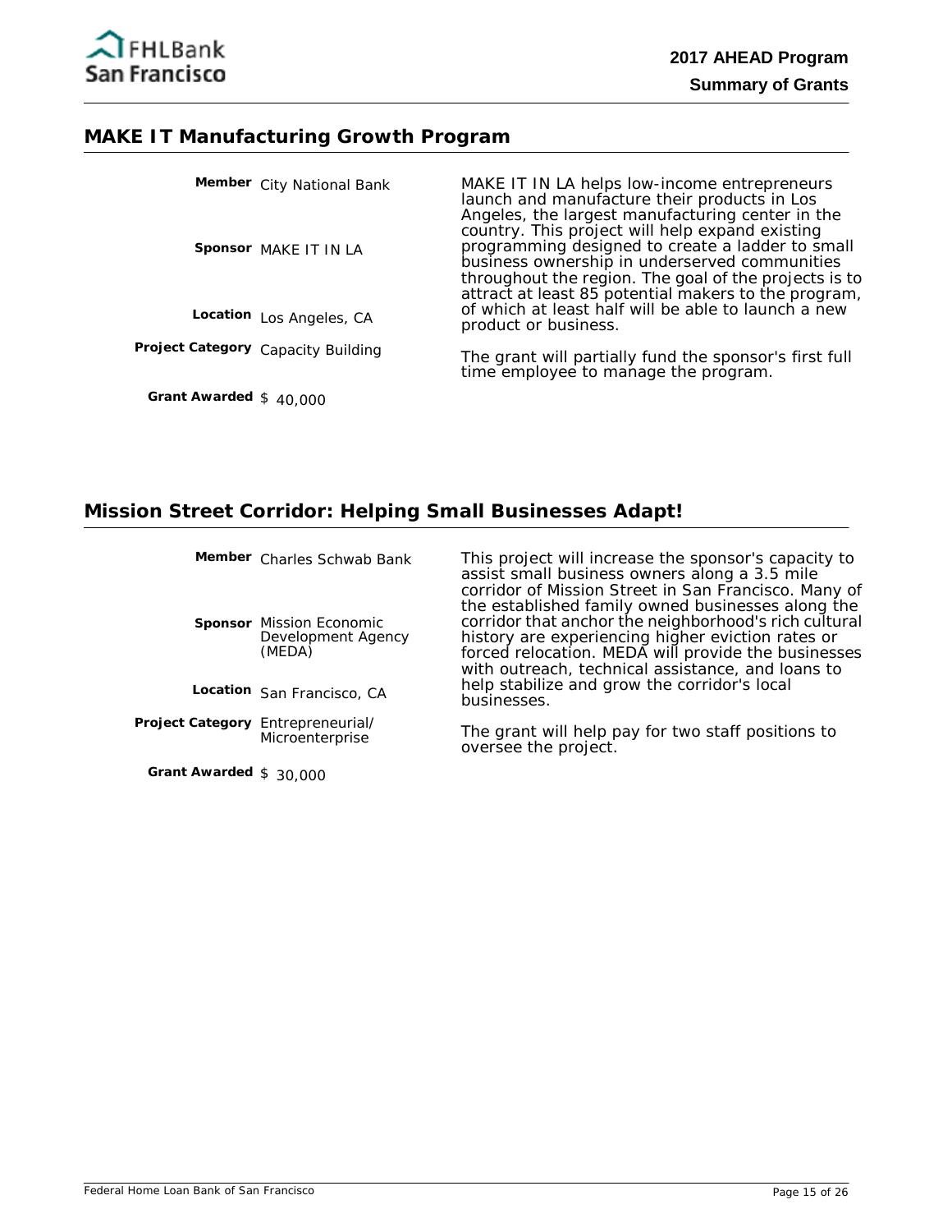## MAKE IT Manufacturing Growth Program

**Member** City National Bank

**Sponsor** MAKE IT IN LA

**Location** Los Angeles, CA

**Project Category** Capacity Building

**Grant Awarded** $ 40,000

MAKE IT IN LA helps low-income entrepreneurs launch and manufacture their products in Los Angeles, the largest manufacturing center in the country. This project will help expand existing programming designed to create a ladder to small business ownership in underserved communities throughout the region. The goal of the projects is to attract at least 85 potential makers to the program, of which at least half will be able to launch a new product or business.

The grant will partially fund the sponsor's first full time employee to manage the program.

## Mission Street Corridor: Helping Small Businesses Adapt!

**Member** Charles Schwab Bank

**Sponsor** Mission Economic Development Agency (MEDA)

**Location** San Francisco, CA

**Project Category** Entrepreneurial/ Microenterprise

**Grant Awarded** $ 30,000

This project will increase the sponsor's capacity to assist small business owners along a 3.5 mile corridor of Mission Street in San Francisco. Many of the established family owned businesses along the corridor that anchor the neighborhood's rich cultural history are experiencing higher eviction rates or forced relocation. MEDA will provide the businesses with outreach, technical assistance, and loans to help stabilize and grow the corridor's local businesses.

The grant will help pay for two staff positions to oversee the project.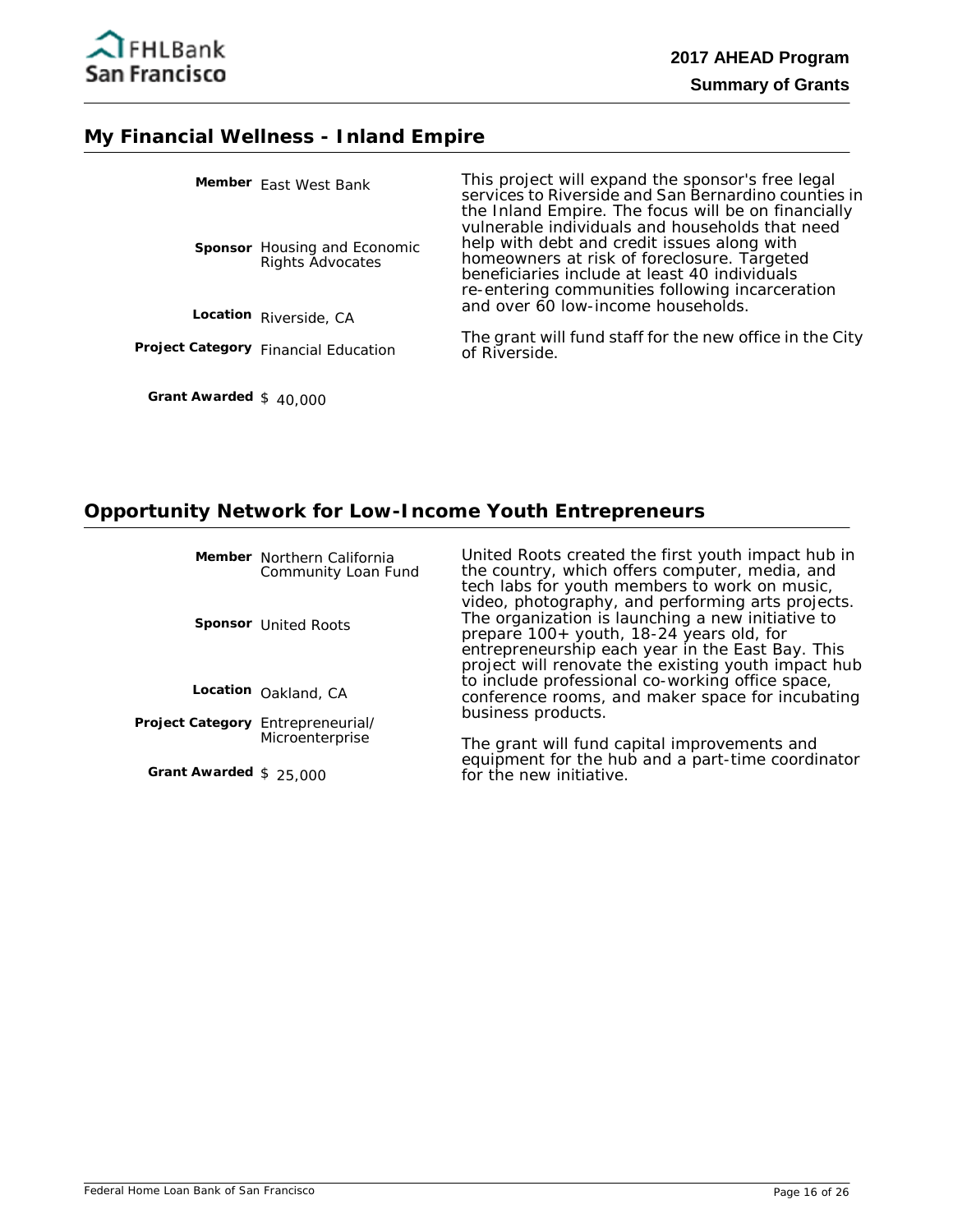## My Financial Wellness - Inland Empire

**Member** East West Bank

**Sponsor** Housing and Economic Rights Advocates

**Location** Riverside, CA

**Project Category** Financial Education

**Grant Awarded** $ 40,000

This project will expand the sponsor's free legal services to Riverside and San Bernardino counties in the Inland Empire. The focus will be on financially vulnerable individuals and households that need help with debt and credit issues along with homeowners at risk of foreclosure. Targeted beneficiaries include at least 40 individuals re-entering communities following incarceration and over 60 low-income households.

The grant will fund staff for the new office in the City of Riverside.

## Opportunity Network for Low-Income Youth Entrepreneurs

**Member** Northern California Community Loan Fund

**Sponsor** United Roots

**Location** Oakland, CA

**Project Category** Entrepreneurial/ Microenterprise

**Grant Awarded** $ 25,000

United Roots created the first youth impact hub in the country, which offers computer, media, and tech labs for youth members to work on music, video, photography, and performing arts projects. The organization is launching a new initiative to prepare 100+ youth, 18-24 years old, for entrepreneurship each year in the East Bay. This project will renovate the existing youth impact hub to include professional co-working office space, conference rooms, and maker space for incubating business products.

The grant will fund capital improvements and equipment for the hub and a part-time coordinator for the new initiative.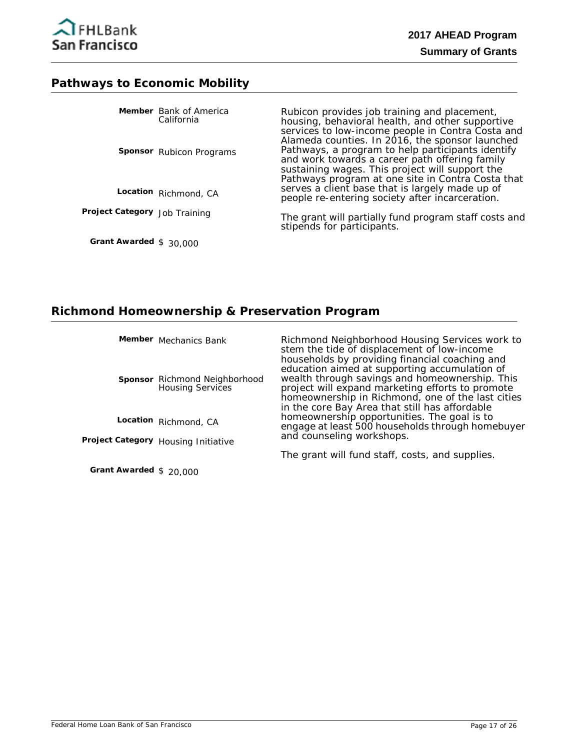## Pathways to Economic Mobility

**Member** Bank of America California

**Sponsor** Rubicon Programs

**Location** Richmond, CA

**Project Category** Job Training

**Grant Awarded** $ 30,000

Rubicon provides job training and placement, housing, behavioral health, and other supportive services to low-income people in Contra Costa and Alameda counties. In 2016, the sponsor launched Pathways, a program to help participants identify and work towards a career path offering family sustaining wages. This project will support the Pathways program at one site in Contra Costa that serves a client base that is largely made up of people re-entering society after incarceration.

The grant will partially fund program staff costs and stipends for participants.

## Richmond Homeownership & Preservation Program

**Member** Mechanics Bank

**Sponsor** Richmond Neighborhood Housing Services

**Location** Richmond, CA

**Project Category** Housing Initiative

**Grant Awarded** $ 20,000

Richmond Neighborhood Housing Services work to stem the tide of displacement of low-income households by providing financial coaching and education aimed at supporting accumulation of wealth through savings and homeownership. This project will expand marketing efforts to promote homeownership in Richmond, one of the last cities in the core Bay Area that still has affordable homeownership opportunities. The goal is to engage at least 500 households through homebuyer and counseling workshops.

The grant will fund staff, costs, and supplies.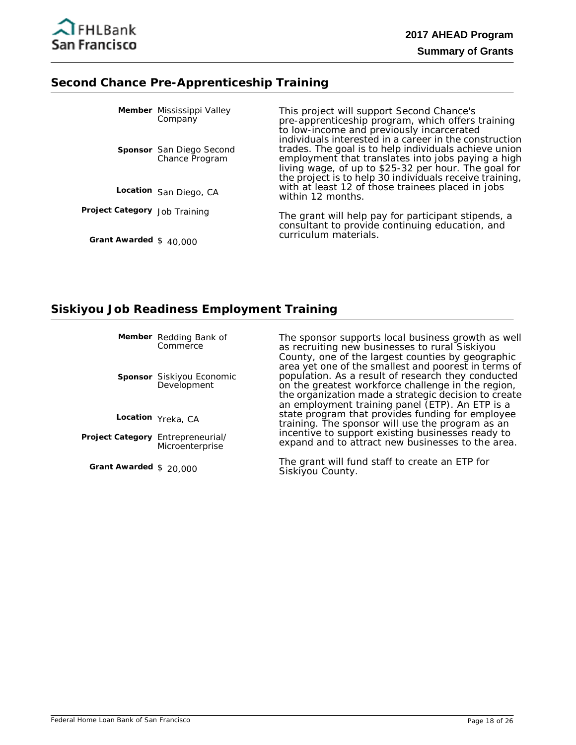## Second Chance Pre-Apprenticeship Training

**Member** Mississippi Valley Company

**Sponsor** San Diego Second Chance Program

**Location** San Diego, CA

**Project Category** Job Training

**Grant Awarded** $ 40,000

This project will support Second Chance's pre-apprenticeship program, which offers training to low-income and previously incarcerated individuals interested in a career in the construction trades. The goal is to help individuals achieve union employment that translates into jobs paying a high living wage, of up to $25-32 per hour. The goal for the project is to help 30 individuals receive training, with at least 12 of those trainees placed in jobs within 12 months.

The grant will help pay for participant stipends, a consultant to provide continuing education, and curriculum materials.

## Siskiyou Job Readiness Employment Training

**Member** Redding Bank of Commerce

**Sponsor** Siskiyou Economic Development

**Location** Yreka, CA

**Project Category** Entrepreneurial/ Microenterprise

**Grant Awarded** $ 20,000

The sponsor supports local business growth as well as recruiting new businesses to rural Siskiyou County, one of the largest counties by geographic area yet one of the smallest and poorest in terms of population. As a result of research they conducted on the greatest workforce challenge in the region, the organization made a strategic decision to create an employment training panel (ETP). An ETP is a state program that provides funding for employee training. The sponsor will use the program as an incentive to support existing businesses ready to expand and to attract new businesses to the area.

The grant will fund staff to create an ETP for Siskiyou County.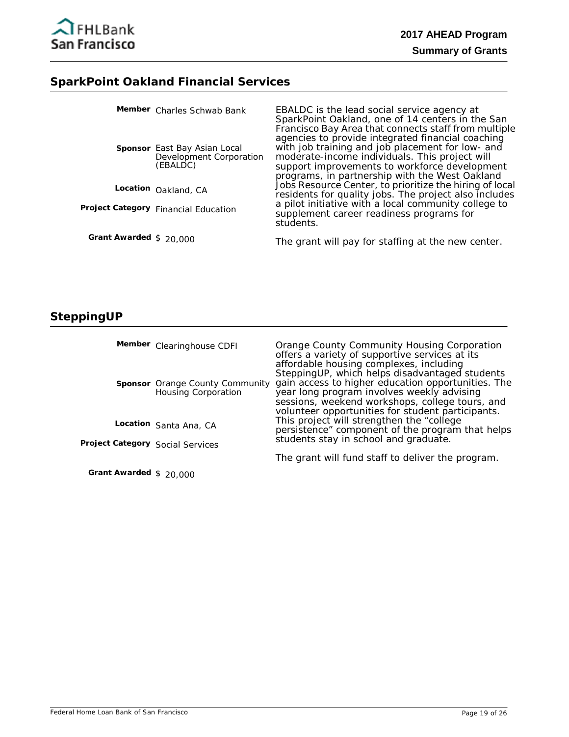## SparkPoint Oakland Financial Services

**Member** Charles Schwab Bank

**Sponsor** East Bay Asian Local Development Corporation (EBALDC)

**Location** Oakland, CA

**Project Category** Financial Education

**Grant Awarded** $ 20,000

EBALDC is the lead social service agency at SparkPoint Oakland, one of 14 centers in the San Francisco Bay Area that connects staff from multiple agencies to provide integrated financial coaching with job training and job placement for low- and moderate-income individuals. This project will support improvements to workforce development programs, in partnership with the West Oakland Jobs Resource Center, to prioritize the hiring of local residents for quality jobs. The project also includes a pilot initiative with a local community college to supplement career readiness programs for students.

The grant will pay for staffing at the new center.

## SteppingUP

**Member** Clearinghouse CDFI

**Sponsor** Orange County Community Housing Corporation

**Location** Santa Ana, CA

**Project Category** Social Services

**Grant Awarded** $ 20,000

Orange County Community Housing Corporation offers a variety of supportive services at its affordable housing complexes, including SteppingUP, which helps disadvantaged students gain access to higher education opportunities. The year long program involves weekly advising sessions, weekend workshops, college tours, and volunteer opportunities for student participants. This project will strengthen the "college persistence" component of the program that helps students stay in school and graduate.

The grant will fund staff to deliver the program.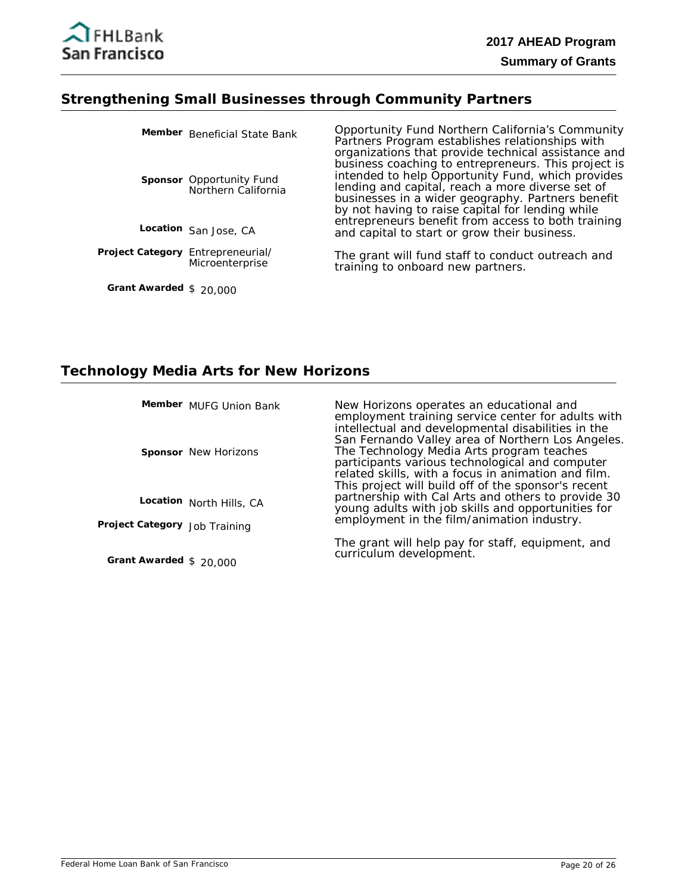## Strengthening Small Businesses through Community Partners

**Member** Beneficial State Bank

**Sponsor** Opportunity Fund Northern California

**Location** San Jose, CA

**Project Category** Entrepreneurial/ Microenterprise

**Grant Awarded** $ 20,000

Opportunity Fund Northern California's Community Partners Program establishes relationships with organizations that provide technical assistance and business coaching to entrepreneurs. This project is intended to help Opportunity Fund, which provides lending and capital, reach a more diverse set of businesses in a wider geography. Partners benefit by not having to raise capital for lending while entrepreneurs benefit from access to both training and capital to start or grow their business.

The grant will fund staff to conduct outreach and training to onboard new partners.

## Technology Media Arts for New Horizons

**Member** MUFG Union Bank

**Sponsor** New Horizons

**Location** North Hills, CA

**Project Category** Job Training

**Grant Awarded** $ 20,000

New Horizons operates an educational and employment training service center for adults with intellectual and developmental disabilities in the San Fernando Valley area of Northern Los Angeles. The Technology Media Arts program teaches participants various technological and computer related skills, with a focus in animation and film. This project will build off of the sponsor's recent partnership with Cal Arts and others to provide 30 young adults with job skills and opportunities for employment in the film/animation industry.

The grant will help pay for staff, equipment, and curriculum development.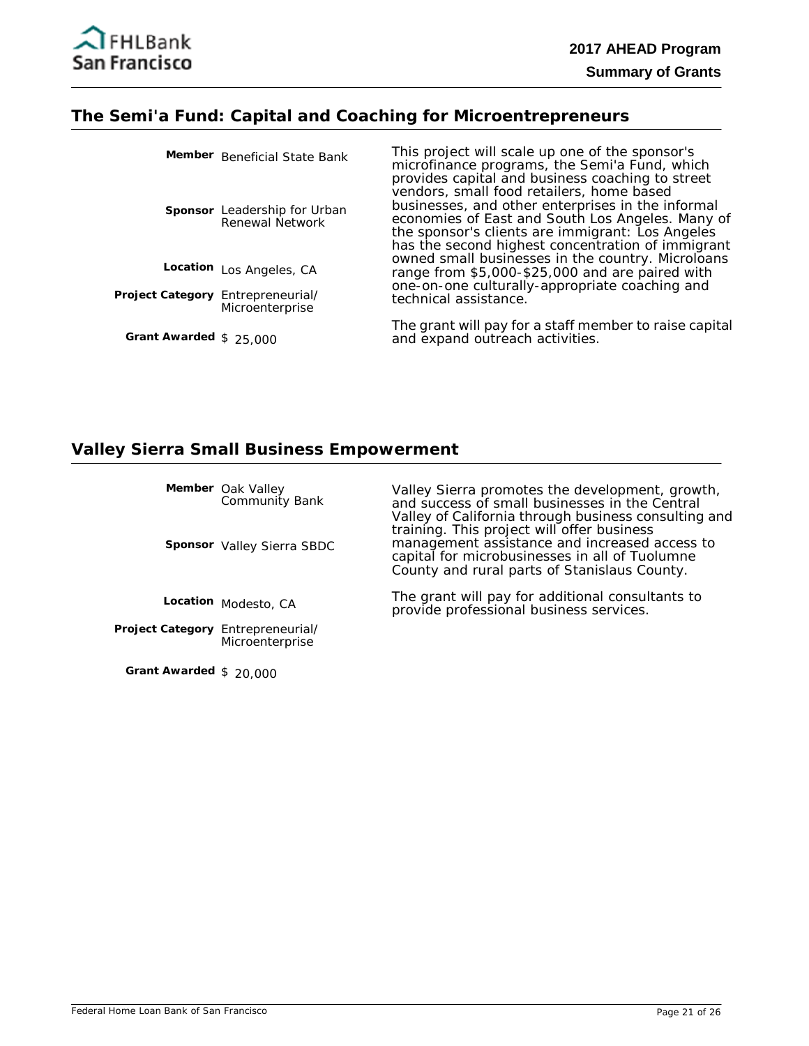## The Semi'a Fund: Capital and Coaching for Microentrepreneurs

**Member** Beneficial State Bank

**Sponsor** Leadership for Urban Renewal Network

**Location** Los Angeles, CA

**Project Category** Entrepreneurial/ Microenterprise

**Grant Awarded** $ 25,000

This project will scale up one of the sponsor's microfinance programs, the Semi'a Fund, which provides capital and business coaching to street vendors, small food retailers, home based businesses, and other enterprises in the informal economies of East and South Los Angeles. Many of the sponsor's clients are immigrant: Los Angeles has the second highest concentration of immigrant owned small businesses in the country. Microloans range from $5,000-$25,000 and are paired with one-on-one culturally-appropriate coaching and technical assistance.

The grant will pay for a staff member to raise capital and expand outreach activities.

## Valley Sierra Small Business Empowerment

**Member** Oak Valley Community Bank

**Sponsor** Valley Sierra SBDC

**Location** Modesto, CA

**Project Category** Entrepreneurial/ Microenterprise

**Grant Awarded** $ 20,000

Valley Sierra promotes the development, growth, and success of small businesses in the Central Valley of California through business consulting and training. This project will offer business management assistance and increased access to capital for microbusinesses in all of Tuolumne County and rural parts of Stanislaus County.

The grant will pay for additional consultants to provide professional business services.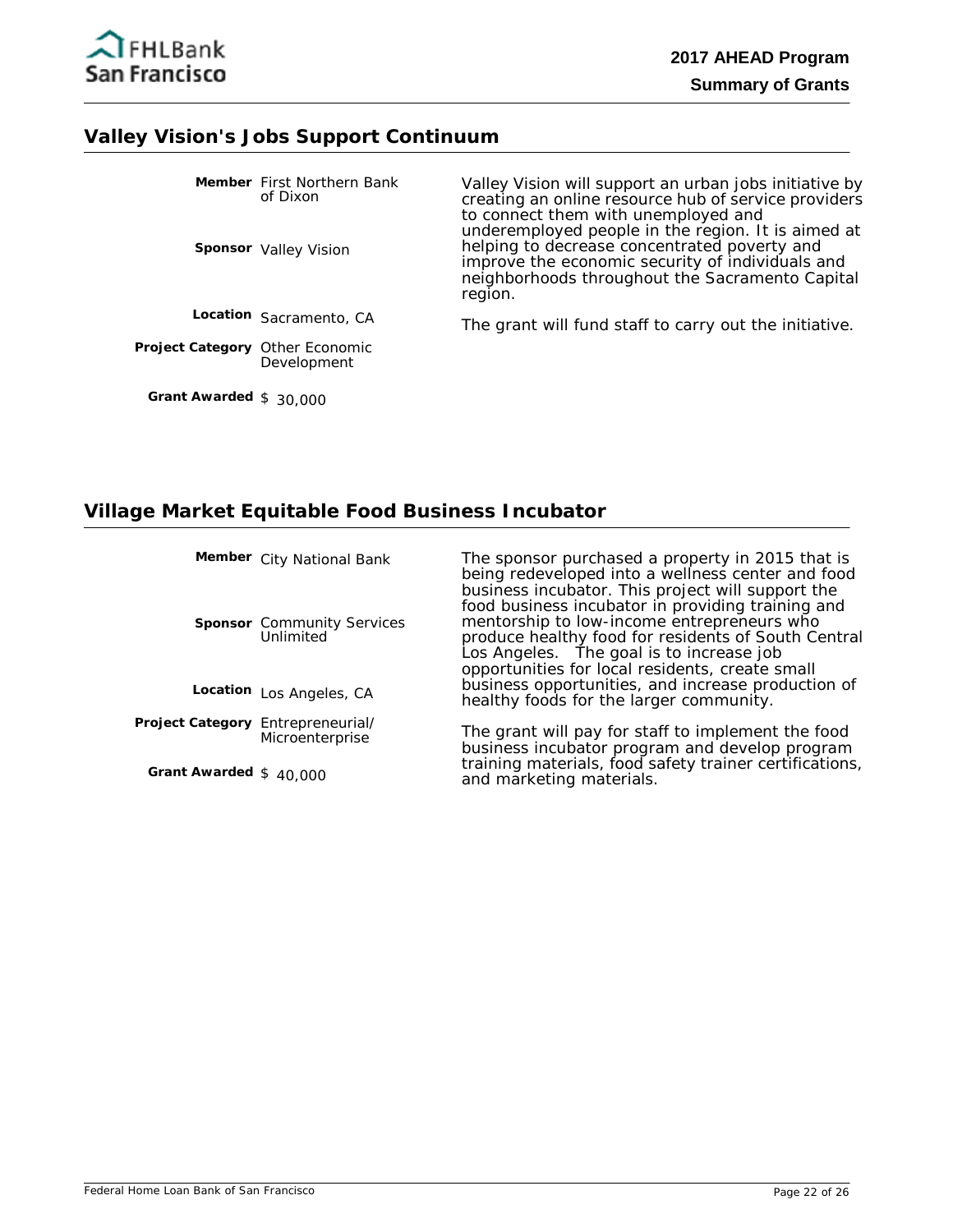## Valley Vision's Jobs Support Continuum

**Member** First Northern Bank of Dixon

**Sponsor** Valley Vision

**Location** Sacramento, CA

**Project Category** Other Economic Development

**Grant Awarded** $ 30,000

Valley Vision will support an urban jobs initiative by creating an online resource hub of service providers to connect them with unemployed and underemployed people in the region. It is aimed at helping to decrease concentrated poverty and improve the economic security of individuals and neighborhoods throughout the Sacramento Capital region.

The grant will fund staff to carry out the initiative.

## Village Market Equitable Food Business Incubator

**Member** City National Bank

**Sponsor** Community Services Unlimited

**Location** Los Angeles, CA

**Project Category** Entrepreneurial/ Microenterprise

**Grant Awarded** $ 40,000

The sponsor purchased a property in 2015 that is being redeveloped into a wellness center and food business incubator. This project will support the food business incubator in providing training and mentorship to low-income entrepreneurs who produce healthy food for residents of South Central Los Angeles. The goal is to increase job opportunities for local residents, create small business opportunities, and increase production of healthy foods for the larger community.

The grant will pay for staff to implement the food business incubator program and develop program training materials, food safety trainer certifications, and marketing materials.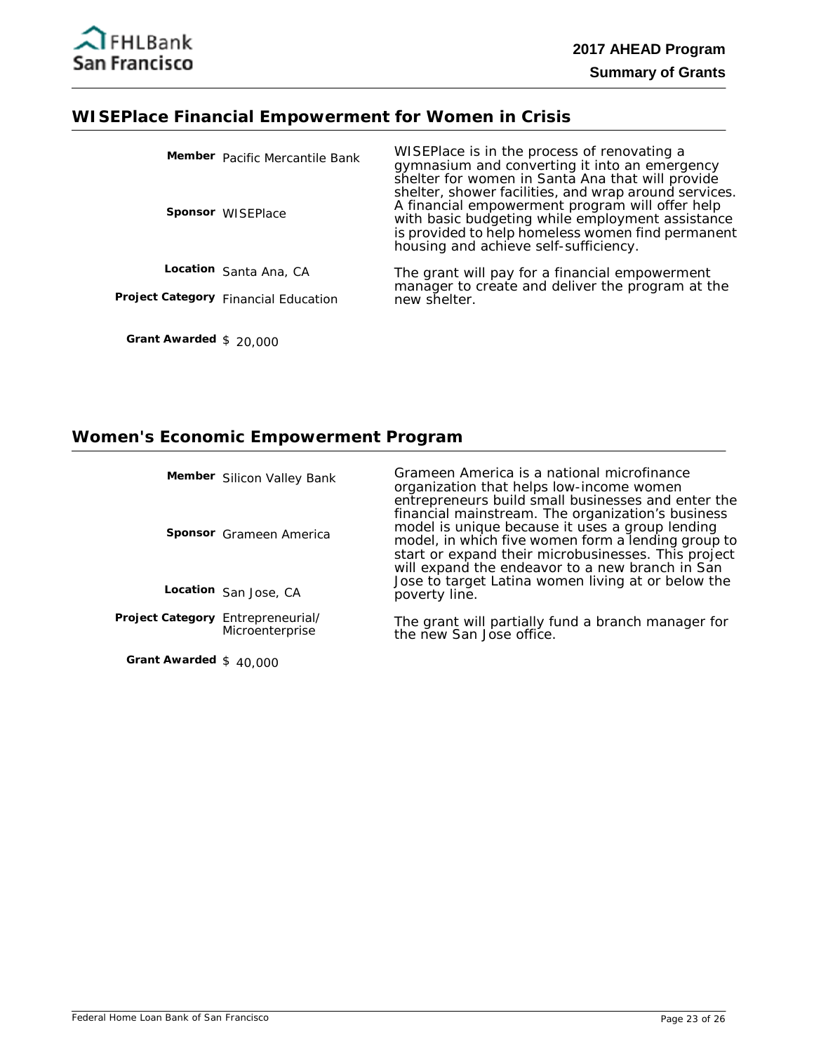## WISEPlace Financial Empowerment for Women in Crisis

**Member** Pacific Mercantile Bank

**Sponsor** WISEPlace

**Location** Santa Ana, CA

**Project Category** Financial Education

**Grant Awarded** $ 20,000

WISEPlace is in the process of renovating a gymnasium and converting it into an emergency shelter for women in Santa Ana that will provide shelter, shower facilities, and wrap around services. A financial empowerment program will offer help with basic budgeting while employment assistance is provided to help homeless women find permanent housing and achieve self-sufficiency.

The grant will pay for a financial empowerment manager to create and deliver the program at the new shelter.

## Women's Economic Empowerment Program

**Member** Silicon Valley Bank

**Sponsor** Grameen America

**Location** San Jose, CA

**Project Category** Entrepreneurial/ Microenterprise

**Grant Awarded** $ 40,000

Grameen America is a national microfinance organization that helps low-income women entrepreneurs build small businesses and enter the financial mainstream. The organization's business model is unique because it uses a group lending model, in which five women form a lending group to start or expand their microbusinesses. This project will expand the endeavor to a new branch in San Jose to target Latina women living at or below the poverty line.

The grant will partially fund a branch manager for the new San Jose office.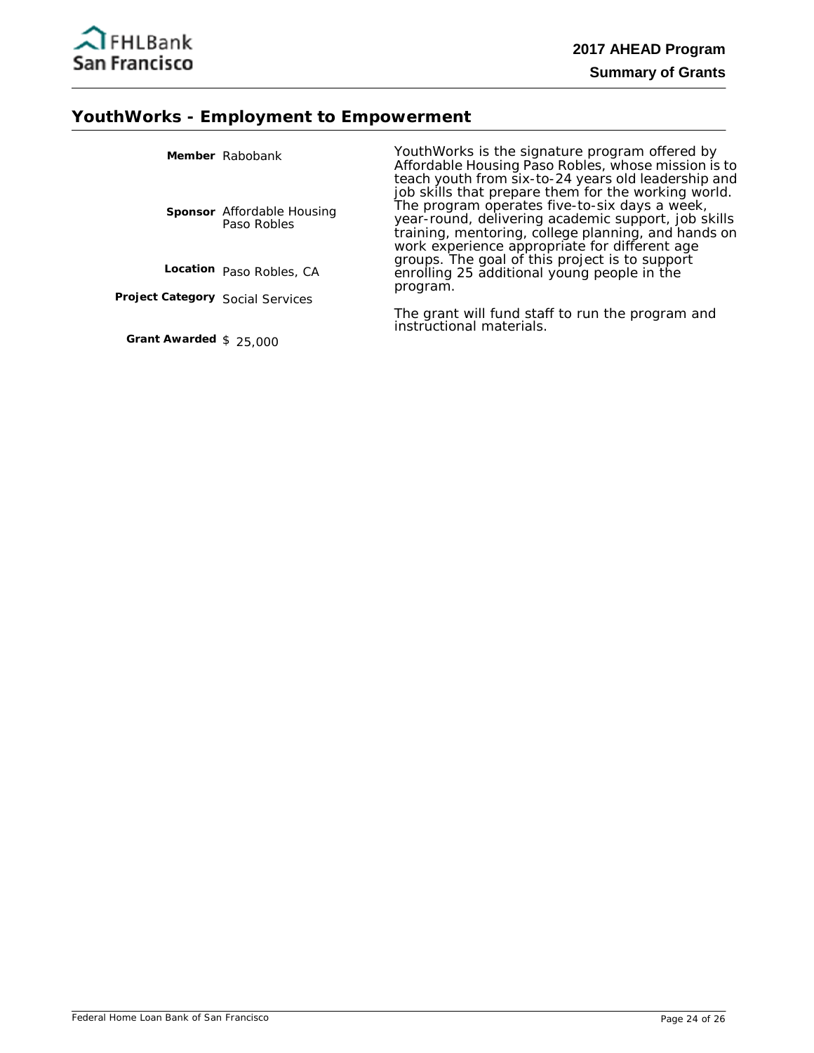## YouthWorks - Employment to Empowerment

**Member** Rabobank

**Sponsor** Affordable Housing Paso Robles

**Location** Paso Robles, CA

**Project Category** Social Services

**Grant Awarded** $ 25,000

YouthWorks is the signature program offered by Affordable Housing Paso Robles, whose mission is to teach youth from six-to-24 years old leadership and job skills that prepare them for the working world. The program operates five-to-six days a week, year-round, delivering academic support, job skills training, mentoring, college planning, and hands on work experience appropriate for different age groups. The goal of this project is to support enrolling 25 additional young people in the program.

The grant will fund staff to run the program and instructional materials.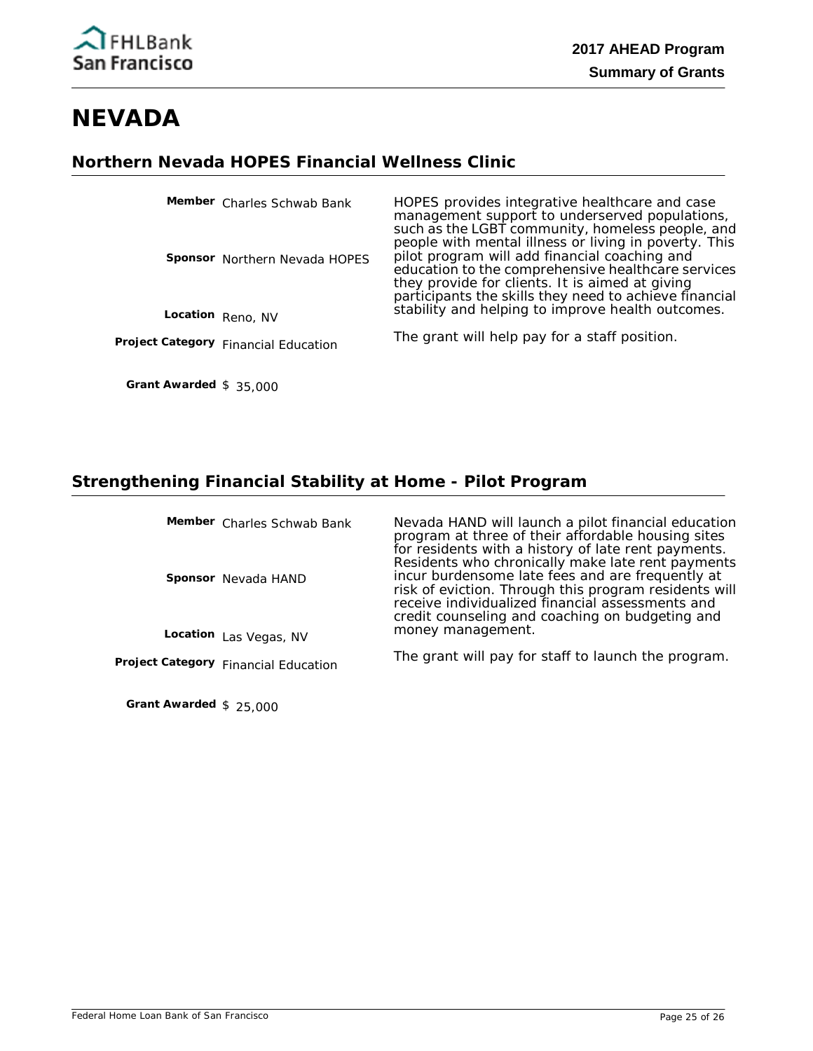# NEVADA

## Northern Nevada HOPES Financial Wellness Clinic

**Member** Charles Schwab Bank

**Sponsor** Northern Nevada HOPES

**Location** Reno, NV

**Project Category** Financial Education

**Grant Awarded** $ 35,000

HOPES provides integrative healthcare and case management support to underserved populations, such as the LGBT community, homeless people, and people with mental illness or living in poverty. This pilot program will add financial coaching and education to the comprehensive healthcare services they provide for clients. It is aimed at giving participants the skills they need to achieve financial stability and helping to improve health outcomes.

The grant will help pay for a staff position.

## Strengthening Financial Stability at Home - Pilot Program

**Member** Charles Schwab Bank

**Sponsor** Nevada HAND

**Location** Las Vegas, NV

**Project Category** Financial Education

**Grant Awarded** $ 25,000

Nevada HAND will launch a pilot financial education program at three of their affordable housing sites for residents with a history of late rent payments. Residents who chronically make late rent payments incur burdensome late fees and are frequently at risk of eviction. Through this program residents will receive individualized financial assessments and credit counseling and coaching on budgeting and money management.

The grant will pay for staff to launch the program.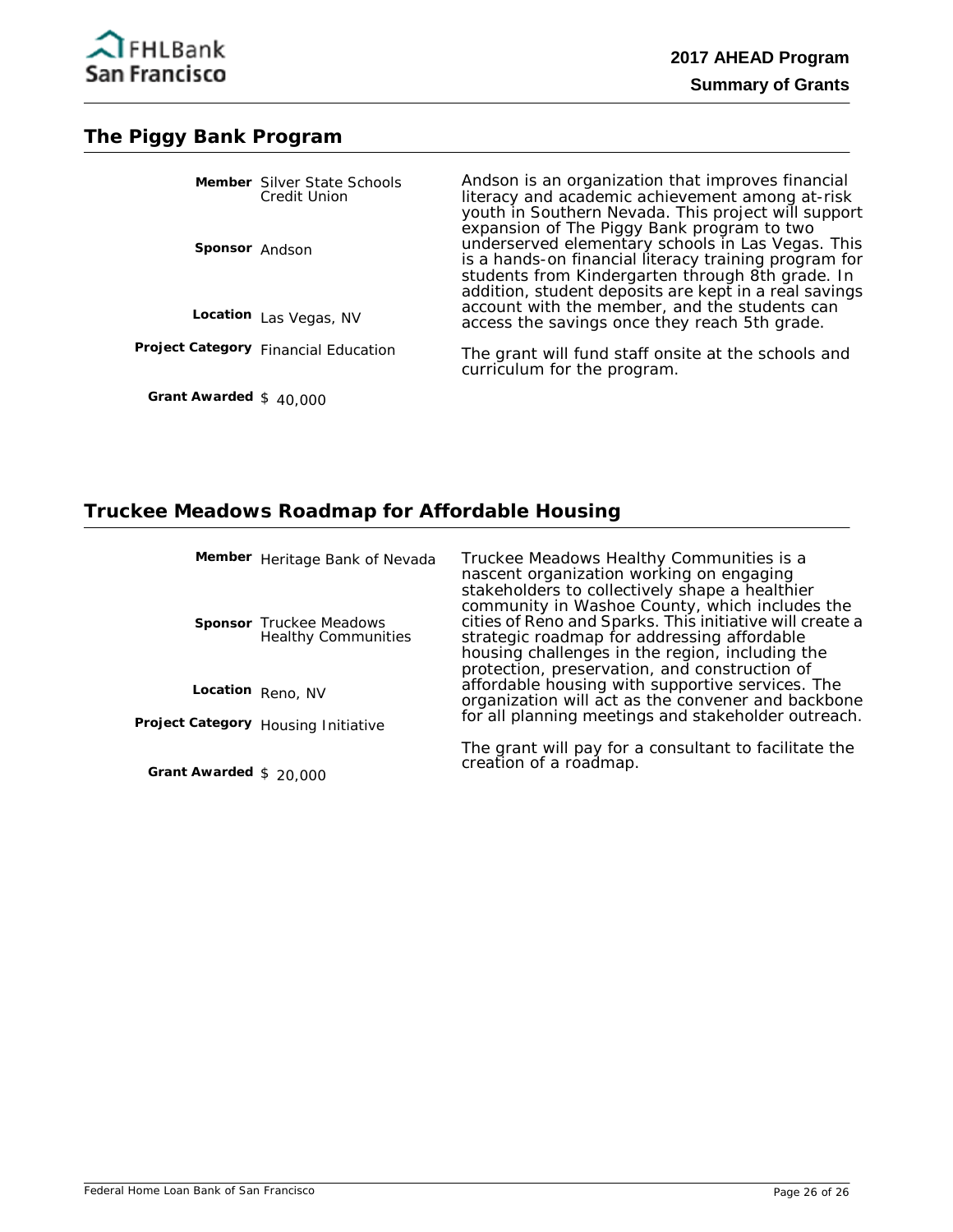## The Piggy Bank Program

| | |
|---|---|
| **Member** | Silver State Schools Credit Union |
| **Sponsor** | Andson |
| **Location** | Las Vegas, NV |
| **Project Category** | Financial Education |
| **Grant Awarded** | $ 40,000 |

Andson is an organization that improves financial literacy and academic achievement among at-risk youth in Southern Nevada. This project will support expansion of The Piggy Bank program to two underserved elementary schools in Las Vegas. This is a hands-on financial literacy training program for students from Kindergarten through 8th grade. In addition, student deposits are kept in a real savings account with the member, and the students can access the savings once they reach 5th grade.

The grant will fund staff onsite at the schools and curriculum for the program.

## Truckee Meadows Roadmap for Affordable Housing

| | |
|---|---|
| **Member** | Heritage Bank of Nevada |
| **Sponsor** | Truckee Meadows Healthy Communities |
| **Location** | Reno, NV |
| **Project Category** | Housing Initiative |
| **Grant Awarded** | $ 20,000 |

Truckee Meadows Healthy Communities is a nascent organization working on engaging stakeholders to collectively shape a healthier community in Washoe County, which includes the cities of Reno and Sparks. This initiative will create a strategic roadmap for addressing affordable housing challenges in the region, including the protection, preservation, and construction of affordable housing with supportive services. The organization will act as the convener and backbone for all planning meetings and stakeholder outreach.

The grant will pay for a consultant to facilitate the creation of a roadmap.